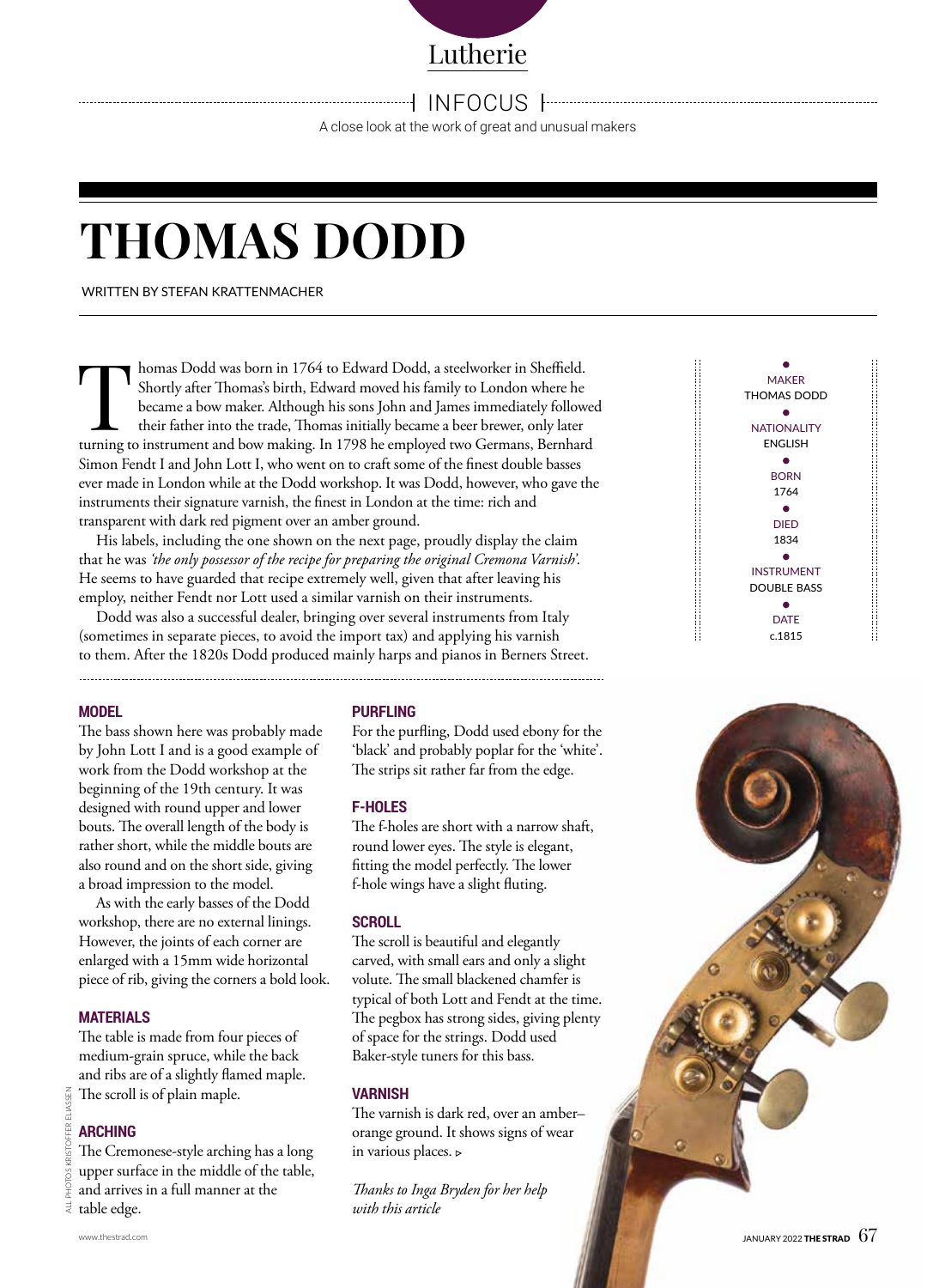Lutherie

INFOCUS

A close look at the work of great and unusual makers

# THOMAS DODD

WRITTEN BY STEFAN KRATTENMACHER

Thomas Dodd was born in 1764 to Edward Dodd, a steelworker in Sheffield. Shortly after Thomas's birth, Edward moved his family to London where he became a bow maker. Although his sons John and James immediately followed their father into the trade, Thomas initially became a beer brewer, only later turning to instrument and bow making. In 1798 he employed two Germans, Bernhard Simon Fendt I and John Lott I, who went on to craft some of the finest double basses ever made in London while at the Dodd workshop. It was Dodd, however, who gave the instruments their signature varnish, the finest in London at the time: rich and transparent with dark red pigment over an amber ground.

His labels, including the one shown on the next page, proudly display the claim that he was *'the only possessor of the recipe for preparing the original Cremona Varnish'*. He seems to have guarded that recipe extremely well, given that after leaving his employ, neither Fendt nor Lott used a similar varnish on their instruments.

Dodd was also a successful dealer, bringing over several instruments from Italy (sometimes in separate pieces, to avoid the import tax) and applying his varnish to them. After the 1820s Dodd produced mainly harps and pianos in Berners Street.

MAKER
THOMAS DODD

NATIONALITY
ENGLISH

BORN
1764

DIED
1834

INSTRUMENT
DOUBLE BASS

DATE
c.1815

### MODEL

The bass shown here was probably made by John Lott I and is a good example of work from the Dodd workshop at the beginning of the 19th century. It was designed with round upper and lower bouts. The overall length of the body is rather short, while the middle bouts are also round and on the short side, giving a broad impression to the model.

As with the early basses of the Dodd workshop, there are no external linings. However, the joints of each corner are enlarged with a 15mm wide horizontal piece of rib, giving the corners a bold look.

### MATERIALS

The table is made from four pieces of medium-grain spruce, while the back and ribs are of a slightly flamed maple. The scroll is of plain maple.

### ARCHING

The Cremonese-style arching has a long upper surface in the middle of the table, and arrives in a full manner at the table edge.

### PURFLING

For the purfling, Dodd used ebony for the 'black' and probably poplar for the 'white'. The strips sit rather far from the edge.

### F-HOLES

The f-holes are short with a narrow shaft, round lower eyes. The style is elegant, fitting the model perfectly. The lower f-hole wings have a slight fluting.

### SCROLL

The scroll is beautiful and elegantly carved, with small ears and only a slight volute. The small blackened chamfer is typical of both Lott and Fendt at the time. The pegbox has strong sides, giving plenty of space for the strings. Dodd used Baker-style tuners for this bass.

### VARNISH

The varnish is dark red, over an amber–orange ground. It shows signs of wear in various places. ▹

*Thanks to Inga Bryden for her help with this article*

ALL PHOTOS KRISTOFFER ELIASSEN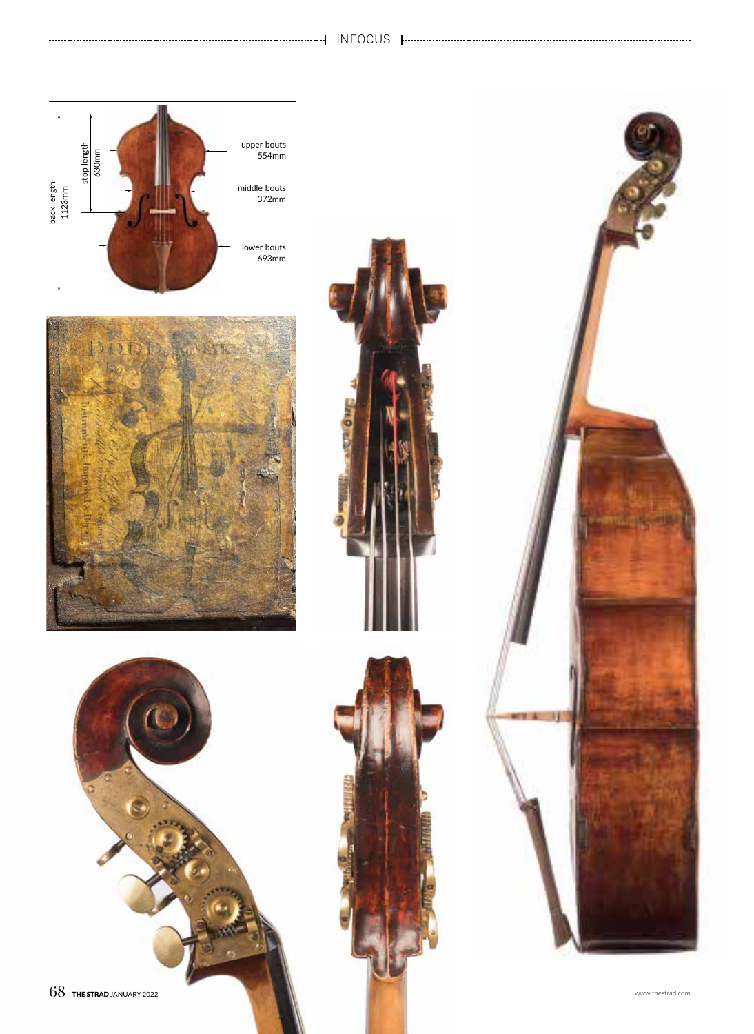back length 1123mm

stop length 630mm

upper bouts 554mm

middle bouts 372mm

lower bouts 693mm